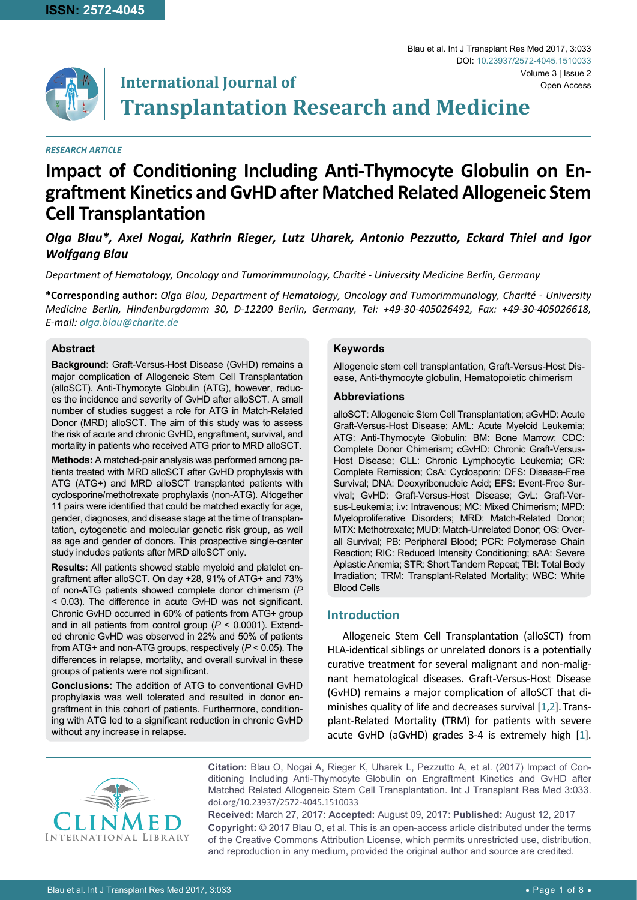**RESEARCH ARTICLE**

# Impact of Conditioning Including Anti-Thymocyte Globulin on Engraftment Kinetics and GvHD after Matched Related Allogeneic Stem Cell Transplantation

***Olga Blau\*, Axel Nogai, Kathrin Rieger, Lutz Uharek, Antonio Pezzutto, Eckard Thiel and Igor Wolfgang Blau***

*Department of Hematology, Oncology and Tumorimmunology, Charité - University Medicine Berlin, Germany*

**\*Corresponding author:** *Olga Blau, Department of Hematology, Oncology and Tumorimmunology, Charité - University Medicine Berlin, Hindenburgdamm 30, D-12200 Berlin, Germany, Tel: +49-30-405026492, Fax: +49-30-405026618, E-mail: olga.blau@charite.de*

### Abstract

**Background:** Graft-Versus-Host Disease (GvHD) remains a major complication of Allogeneic Stem Cell Transplantation (alloSCT). Anti-Thymocyte Globulin (ATG), however, reduces the incidence and severity of GvHD after alloSCT. A small number of studies suggest a role for ATG in Match-Related Donor (MRD) alloSCT. The aim of this study was to assess the risk of acute and chronic GvHD, engraftment, survival, and mortality in patients who received ATG prior to MRD alloSCT.

**Methods:** A matched-pair analysis was performed among patients treated with MRD alloSCT after GvHD prophylaxis with ATG (ATG+) and MRD alloSCT transplanted patients with cyclosporine/methotrexate prophylaxis (non-ATG). Altogether 11 pairs were identified that could be matched exactly for age, gender, diagnoses, and disease stage at the time of transplantation, cytogenetic and molecular genetic risk group, as well as age and gender of donors. This prospective single-center study includes patients after MRD alloSCT only.

**Results:** All patients showed stable myeloid and platelet engraftment after alloSCT. On day +28, 91% of ATG+ and 73% of non-ATG patients showed complete donor chimerism ($P < 0.03$). The difference in acute GvHD was not significant. Chronic GvHD occurred in 60% of patients from ATG+ group and in all patients from control group ($P < 0.0001$). Extended chronic GvHD was observed in 22% and 50% of patients from ATG+ and non-ATG groups, respectively ($P < 0.05$). The differences in relapse, mortality, and overall survival in these groups of patients were not significant.

**Conclusions:** The addition of ATG to conventional GvHD prophylaxis was well tolerated and resulted in donor engraftment in this cohort of patients. Furthermore, conditioning with ATG led to a significant reduction in chronic GvHD without any increase in relapse.

### Keywords

Allogeneic stem cell transplantation, Graft-Versus-Host Disease, Anti-thymocyte globulin, Hematopoietic chimerism

### Abbreviations

alloSCT: Allogeneic Stem Cell Transplantation; aGvHD: Acute Graft-Versus-Host Disease; AML: Acute Myeloid Leukemia; ATG: Anti-Thymocyte Globulin; BM: Bone Marrow; CDC: Complete Donor Chimerism; cGvHD: Chronic Graft-Versus-Host Disease; CLL: Chronic Lymphocytic Leukemia; CR: Complete Remission; CsA: Cyclosporin; DFS: Disease-Free Survival; DNA: Deoxyribonucleic Acid; EFS: Event-Free Survival; GvHD: Graft-Versus-Host Disease; GvL: Graft-Versus-Leukemia; i.v: Intravenous; MC: Mixed Chimerism; MPD: Myeloproliferative Disorders; MRD: Match-Related Donor; MTX: Methotrexate; MUD: Match-Unrelated Donor; OS: Overall Survival; PB: Peripheral Blood; PCR: Polymerase Chain Reaction; RIC: Reduced Intensity Conditioning; sAA: Severe Aplastic Anemia; STR: Short Tandem Repeat; TBI: Total Body Irradiation; TRM: Transplant-Related Mortality; WBC: White Blood Cells

## Introduction

Allogeneic Stem Cell Transplantation (alloSCT) from HLA-identical siblings or unrelated donors is a potentially curative treatment for several malignant and non-malignant hematological diseases. Graft-Versus-Host Disease (GvHD) remains a major complication of alloSCT that diminishes quality of life and decreases survival [1,2]. Transplant-Related Mortality (TRM) for patients with severe acute GvHD (aGvHD) grades 3-4 is extremely high [1].

**Citation:** Blau O, Nogai A, Rieger K, Uharek L, Pezzutto A, et al. (2017) Impact of Conditioning Including Anti-Thymocyte Globulin on Engraftment Kinetics and GvHD after Matched Related Allogeneic Stem Cell Transplantation. Int J Transplant Res Med 3:033. doi.org/10.23937/2572-4045.1510033

**Received:** March 27, 2017: **Accepted:** August 09, 2017: **Published:** August 12, 2017

**Copyright:** © 2017 Blau O, et al. This is an open-access article distributed under the terms of the Creative Commons Attribution License, which permits unrestricted use, distribution, and reproduction in any medium, provided the original author and source are credited.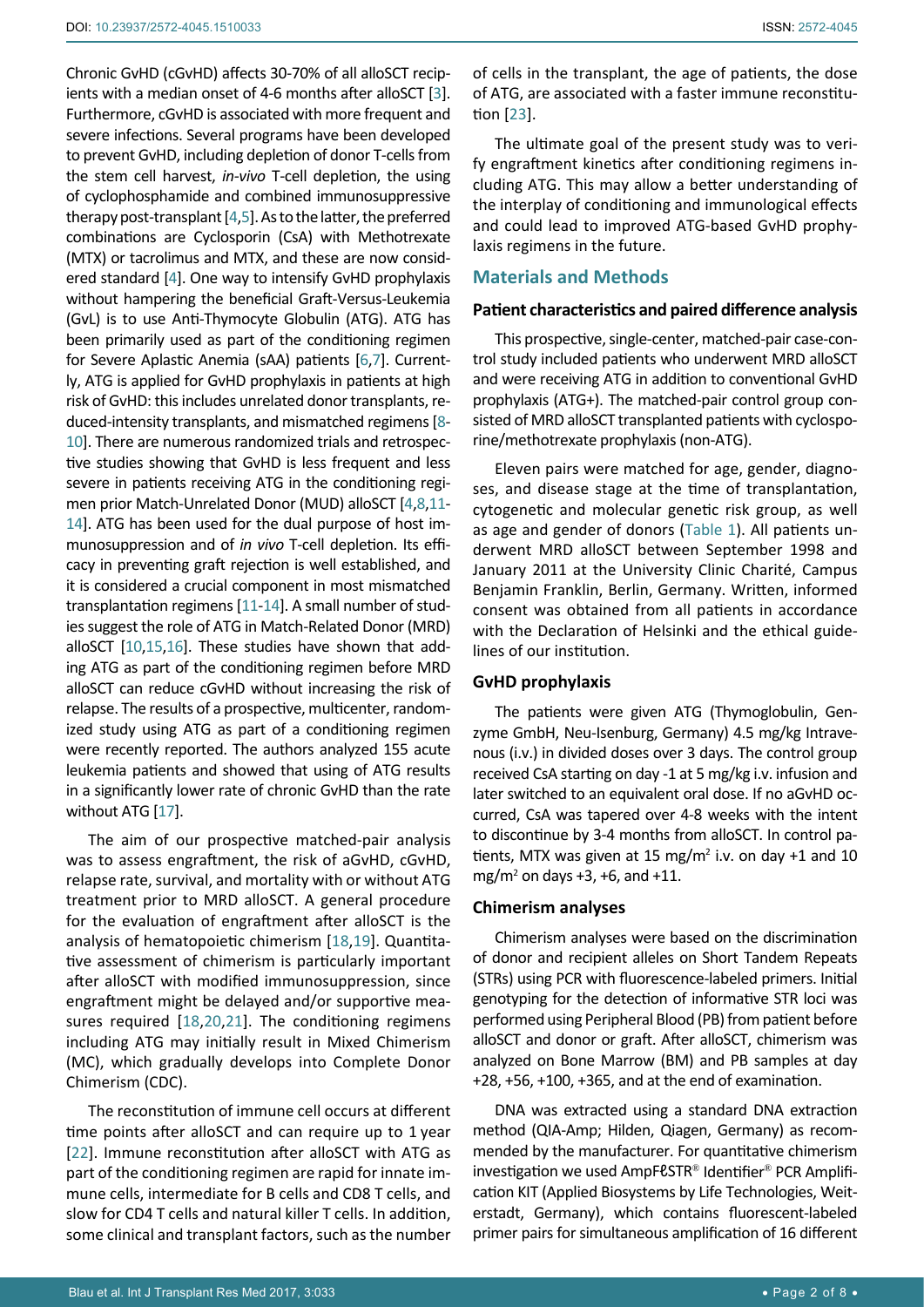Chronic GvHD (cGvHD) affects 30-70% of all alloSCT recipients with a median onset of 4-6 months after alloSCT [3]. Furthermore, cGvHD is associated with more frequent and severe infections. Several programs have been developed to prevent GvHD, including depletion of donor T-cells from the stem cell harvest, *in-vivo* T-cell depletion, the using of cyclophosphamide and combined immunosuppressive therapy post-transplant [4,5]. As to the latter, the preferred combinations are Cyclosporin (CsA) with Methotrexate (MTX) or tacrolimus and MTX, and these are now considered standard [4]. One way to intensify GvHD prophylaxis without hampering the beneficial Graft-Versus-Leukemia (GvL) is to use Anti-Thymocyte Globulin (ATG). ATG has been primarily used as part of the conditioning regimen for Severe Aplastic Anemia (sAA) patients [6,7]. Currently, ATG is applied for GvHD prophylaxis in patients at high risk of GvHD: this includes unrelated donor transplants, reduced-intensity transplants, and mismatched regimens [8-10]. There are numerous randomized trials and retrospective studies showing that GvHD is less frequent and less severe in patients receiving ATG in the conditioning regimen prior Match-Unrelated Donor (MUD) alloSCT [4,8,11-14]. ATG has been used for the dual purpose of host immunosuppression and of *in vivo* T-cell depletion. Its efficacy in preventing graft rejection is well established, and it is considered a crucial component in most mismatched transplantation regimens [11-14]. A small number of studies suggest the role of ATG in Match-Related Donor (MRD) alloSCT [10,15,16]. These studies have shown that adding ATG as part of the conditioning regimen before MRD alloSCT can reduce cGvHD without increasing the risk of relapse. The results of a prospective, multicenter, randomized study using ATG as part of a conditioning regimen were recently reported. The authors analyzed 155 acute leukemia patients and showed that using of ATG results in a significantly lower rate of chronic GvHD than the rate without ATG [17].

The aim of our prospective matched-pair analysis was to assess engraftment, the risk of aGvHD, cGvHD, relapse rate, survival, and mortality with or without ATG treatment prior to MRD alloSCT. A general procedure for the evaluation of engraftment after alloSCT is the analysis of hematopoietic chimerism [18,19]. Quantitative assessment of chimerism is particularly important after alloSCT with modified immunosuppression, since engraftment might be delayed and/or supportive measures required [18,20,21]. The conditioning regimens including ATG may initially result in Mixed Chimerism (MC), which gradually develops into Complete Donor Chimerism (CDC).

The reconstitution of immune cell occurs at different time points after alloSCT and can require up to 1 year [22]. Immune reconstitution after alloSCT with ATG as part of the conditioning regimen are rapid for innate immune cells, intermediate for B cells and CD8 T cells, and slow for CD4 T cells and natural killer T cells. In addition, some clinical and transplant factors, such as the number of cells in the transplant, the age of patients, the dose of ATG, are associated with a faster immune reconstitution [23].

The ultimate goal of the present study was to verify engraftment kinetics after conditioning regimens including ATG. This may allow a better understanding of the interplay of conditioning and immunological effects and could lead to improved ATG-based GvHD prophylaxis regimens in the future.

## Materials and Methods

### Patient characteristics and paired difference analysis

This prospective, single-center, matched-pair case-control study included patients who underwent MRD alloSCT and were receiving ATG in addition to conventional GvHD prophylaxis (ATG+). The matched-pair control group consisted of MRD alloSCT transplanted patients with cyclosporine/methotrexate prophylaxis (non-ATG).

Eleven pairs were matched for age, gender, diagnoses, and disease stage at the time of transplantation, cytogenetic and molecular genetic risk group, as well as age and gender of donors (Table 1). All patients underwent MRD alloSCT between September 1998 and January 2011 at the University Clinic Charité, Campus Benjamin Franklin, Berlin, Germany. Written, informed consent was obtained from all patients in accordance with the Declaration of Helsinki and the ethical guidelines of our institution.

### GvHD prophylaxis

The patients were given ATG (Thymoglobulin, Genzyme GmbH, Neu-Isenburg, Germany) 4.5 mg/kg Intravenous (i.v.) in divided doses over 3 days. The control group received CsA starting on day -1 at 5 mg/kg i.v. infusion and later switched to an equivalent oral dose. If no aGvHD occurred, CsA was tapered over 4-8 weeks with the intent to discontinue by 3-4 months from alloSCT. In control patients, MTX was given at 15 mg/m$^2$ i.v. on day +1 and 10 mg/m$^2$ on days +3, +6, and +11.

### Chimerism analyses

Chimerism analyses were based on the discrimination of donor and recipient alleles on Short Tandem Repeats (STRs) using PCR with fluorescence-labeled primers. Initial genotyping for the detection of informative STR loci was performed using Peripheral Blood (PB) from patient before alloSCT and donor or graft. After alloSCT, chimerism was analyzed on Bone Marrow (BM) and PB samples at day +28, +56, +100, +365, and at the end of examination.

DNA was extracted using a standard DNA extraction method (QIA-Amp; Hilden, Qiagen, Germany) as recommended by the manufacturer. For quantitative chimerism investigation we used AmpFℓSTR® Identifier® PCR Amplification KIT (Applied Biosystems by Life Technologies, Weiterstadt, Germany), which contains fluorescent-labeled primer pairs for simultaneous amplification of 16 different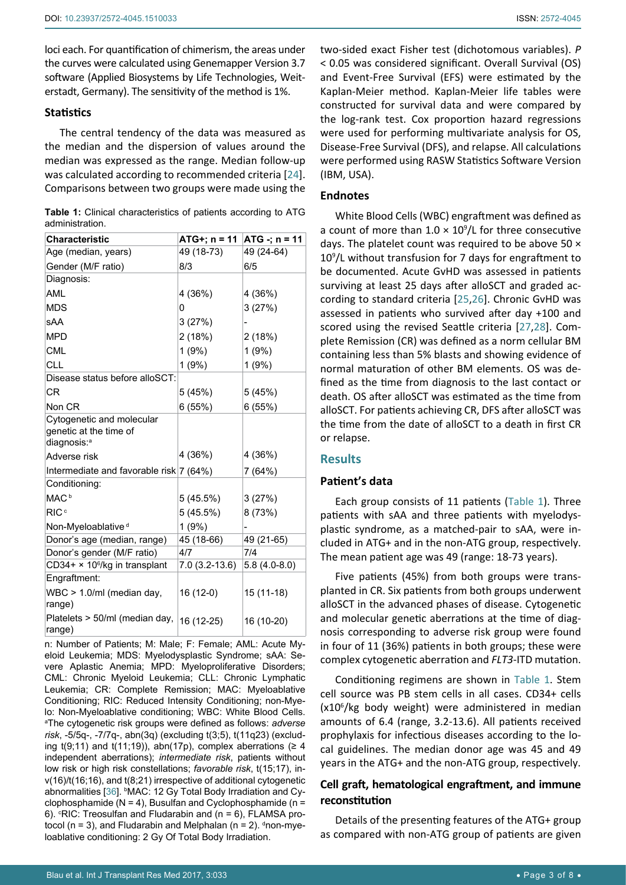loci each. For quantification of chimerism, the areas under the curves were calculated using Genemapper Version 3.7 software (Applied Biosystems by Life Technologies, Weiterstadt, Germany). The sensitivity of the method is 1%.

### Statistics

The central tendency of the data was measured as the median and the dispersion of values around the median was expressed as the range. Median follow-up was calculated according to recommended criteria [24]. Comparisons between two groups were made using the two-sided exact Fisher test (dichotomous variables). *P* < 0.05 was considered significant. Overall Survival (OS) and Event-Free Survival (EFS) were estimated by the Kaplan-Meier method. Kaplan-Meier life tables were constructed for survival data and were compared by the log-rank test. Cox proportion hazard regressions were used for performing multivariate analysis for OS, Disease-Free Survival (DFS), and relapse. All calculations were performed using RASW Statistics Software Version (IBM, USA).

**Table 1:** Clinical characteristics of patients according to ATG administration.

| Characteristic | ATG+; n = 11 | ATG -; n = 11 |
|---|---|---|
| Age (median, years) | 49 (18-73) | 49 (24-64) |
| Gender (M/F ratio) | 8/3 | 6/5 |
| Diagnosis: | | |
| AML | 4 (36%) | 4 (36%) |
| MDS | 0 | 3 (27%) |
| sAA | 3 (27%) | - |
| MPD | 2 (18%) | 2 (18%) |
| CML | 1 (9%) | 1 (9%) |
| CLL | 1 (9%) | 1 (9%) |
| Disease status before alloSCT: | | |
| CR | 5 (45%) | 5 (45%) |
| Non CR | 6 (55%) | 6 (55%) |
| Cytogenetic and molecular genetic at the time of diagnosis:[a] | | |
| Adverse risk | 4 (36%) | 4 (36%) |
| Intermediate and favorable risk | 7 (64%) | 7 (64%) |
| Conditioning: | | |
| MAC[b] | 5 (45.5%) | 3 (27%) |
| RIC[c] | 5 (45.5%) | 8 (73%) |
| Non-Myeloablative[d] | 1 (9%) | - |
| Donor's age (median, range) | 45 (18-66) | 49 (21-65) |
| Donor's gender (M/F ratio) | 4/7 | 7/4 |
| CD34+ × $10^6$/kg in transplant | 7.0 (3.2-13.6) | 5.8 (4.0-8.0) |
| Engraftment: | | |
| WBC > 1.0/ml (median day, range) | 16 (12-0) | 15 (11-18) |
| Platelets > 50/ml (median day, range) | 16 (12-25) | 16 (10-20) |

n: Number of Patients; M: Male; F: Female; AML: Acute Myeloid Leukemia; MDS: Myelodysplastic Syndrome; sAA: Severe Aplastic Anemia; MPD: Myeloproliferative Disorders; CML: Chronic Myeloid Leukemia; CLL: Chronic Lymphatic Leukemia; CR: Complete Remission; MAC: Myeloablative Conditioning; RIC: Reduced Intensity Conditioning; non-Myelo: Non-Myeloablative conditioning; WBC: White Blood Cells. [a]The cytogenetic risk groups were defined as follows: *adverse risk*, -5/5q-, -7/7q-, abn(3q) (excluding t(3;5), t(11q23) (excluding t(9;11) and t(11;19)), abn(17p), complex aberrations (≥ 4 independent aberrations); *intermediate risk*, patients without low risk or high risk constellations; *favorable risk*, t(15;17), inv(16)/t(16;16), and t(8;21) irrespective of additional cytogenetic abnormalities [36]. [b]MAC: 12 Gy Total Body Irradiation and Cyclophosphamide (N = 4), Busulfan and Cyclophosphamide (n = 6). [c]RIC: Treosulfan and Fludarabin and (n = 6), FLAMSA protocol (n = 3), and Fludarabin and Melphalan (n = 2). [d]non-myeloablative conditioning: 2 Gy Of Total Body Irradiation.

### Endnotes

White Blood Cells (WBC) engraftment was defined as a count of more than $1.0 \times 10^9$/L for three consecutive days. The platelet count was required to be above $50 \times 10^9$/L without transfusion for 7 days for engraftment to be documented. Acute GvHD was assessed in patients surviving at least 25 days after alloSCT and graded according to standard criteria [25,26]. Chronic GvHD was assessed in patients who survived after day +100 and scored using the revised Seattle criteria [27,28]. Complete Remission (CR) was defined as a norm cellular BM containing less than 5% blasts and showing evidence of normal maturation of other BM elements. OS was defined as the time from diagnosis to the last contact or death. OS after alloSCT was estimated as the time from alloSCT. For patients achieving CR, DFS after alloSCT was the time from the date of alloSCT to a death in first CR or relapse.

## Results

### Patient's data

Each group consists of 11 patients (Table 1). Three patients with sAA and three patients with myelodysplastic syndrome, as a matched-pair to sAA, were included in ATG+ and in the non-ATG group, respectively. The mean patient age was 49 (range: 18-73 years).

Five patients (45%) from both groups were transplanted in CR. Six patients from both groups underwent alloSCT in the advanced phases of disease. Cytogenetic and molecular genetic aberrations at the time of diagnosis corresponding to adverse risk group were found in four of 11 (36%) patients in both groups; these were complex cytogenetic aberration and *FLT3*-ITD mutation.

Conditioning regimens are shown in Table 1. Stem cell source was PB stem cells in all cases. CD34+ cells ($\times 10^6$/kg body weight) were administered in median amounts of 6.4 (range, 3.2-13.6). All patients received prophylaxis for infectious diseases according to the local guidelines. The median donor age was 45 and 49 years in the ATG+ and the non-ATG group, respectively.

### Cell graft, hematological engraftment, and immune reconstitution

Details of the presenting features of the ATG+ group as compared with non-ATG group of patients are given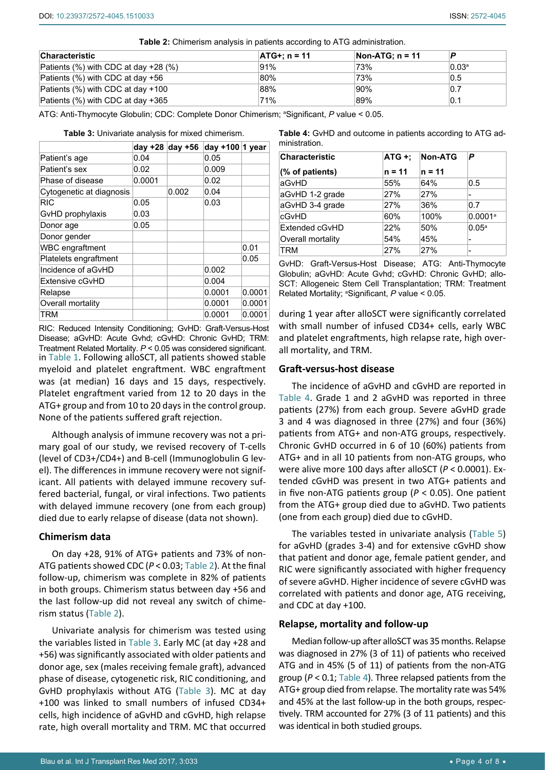**Table 2:** Chimerism analysis in patients according to ATG administration.

| Characteristic | ATG+; n = 11 | Non-ATG; n = 11 | P |
|---|---|---|---|
| Patients (%) with CDC at day +28 (%) | 91% | 73% | 0.03[a] |
| Patients (%) with CDC at day +56 | 80% | 73% | 0.5 |
| Patients (%) with CDC at day +100 | 88% | 90% | 0.7 |
| Patients (%) with CDC at day +365 | 71% | 89% | 0.1 |

ATG: Anti-Thymocyte Globulin; CDC: Complete Donor Chimerism; [a]Significant, *P* value < 0.05.

**Table 3:** Univariate analysis for mixed chimerism.

| | day +28 | day +56 | day +100 | 1 year |
|---|---|---|---|---|
| Patient's age | 0.04 | | 0.05 | |
| Patient's sex | 0.02 | | 0.009 | |
| Phase of disease | 0.0001 | | 0.02 | |
| Cytogenetic at diagnosis | | 0.002 | 0.04 | |
| RIC | 0.05 | | 0.03 | |
| GvHD prophylaxis | 0.03 | | | |
| Donor age | 0.05 | | | |
| Donor gender | | | | |
| WBC engraftment | | | | 0.01 |
| Platelets engraftment | | | | 0.05 |
| Incidence of aGvHD | | | 0.002 | |
| Extensive cGvHD | | | 0.004 | |
| Relapse | | | 0.0001 | 0.0001 |
| Overall mortality | | | 0.0001 | 0.0001 |
| TRM | | | 0.0001 | 0.0001 |

RIC: Reduced Intensity Conditioning; GvHD: Graft-Versus-Host Disease; aGvHD: Acute Gvhd; cGvHD: Chronic GvHD; TRM: Treatment Related Mortality. *P* < 0.05 was considered significant.

in Table 1. Following alloSCT, all patients showed stable myeloid and platelet engraftment. WBC engraftment was (at median) 16 days and 15 days, respectively. Platelet engraftment varied from 12 to 20 days in the ATG+ group and from 10 to 20 days in the control group. None of the patients suffered graft rejection.

Although analysis of immune recovery was not a primary goal of our study, we revised recovery of T-cells (level of CD3+/CD4+) and B-cell (Immunoglobulin G level). The differences in immune recovery were not significant. All patients with delayed immune recovery suffered bacterial, fungal, or viral infections. Two patients with delayed immune recovery (one from each group) died due to early relapse of disease (data not shown).

### Chimerism data

On day +28, 91% of ATG+ patients and 73% of non-ATG patients showed CDC (*P* < 0.03; Table 2). At the final follow-up, chimerism was complete in 82% of patients in both groups. Chimerism status between day +56 and the last follow-up did not reveal any switch of chimerism status (Table 2).

Univariate analysis for chimerism was tested using the variables listed in Table 3. Early MC (at day +28 and +56) was significantly associated with older patients and donor age, sex (males receiving female graft), advanced phase of disease, cytogenetic risk, RIC conditioning, and GvHD prophylaxis without ATG (Table 3). MC at day +100 was linked to small numbers of infused CD34+ cells, high incidence of aGvHD and cGvHD, high relapse rate, high overall mortality and TRM. MC that occurred during 1 year after alloSCT were significantly correlated with small number of infused CD34+ cells, early WBC and platelet engraftments, high relapse rate, high overall mortality, and TRM.

**Table 4:** GvHD and outcome in patients according to ATG administration.

| Characteristic (% of patients) | ATG +; n = 11 | Non-ATG n = 11 | P |
|---|---|---|---|
| aGvHD | 55% | 64% | 0.5 |
| aGvHD 1-2 grade | 27% | 27% | - |
| aGvHD 3-4 grade | 27% | 36% | 0.7 |
| cGvHD | 60% | 100% | 0.0001[a] |
| Extended cGvHD | 22% | 50% | 0.05[a] |
| Overall mortality | 54% | 45% | - |
| TRM | 27% | 27% | - |

GvHD: Graft-Versus-Host Disease; ATG: Anti-Thymocyte Globulin; aGvHD: Acute Gvhd; cGvHD: Chronic GvHD; allo-SCT: Allogeneic Stem Cell Transplantation; TRM: Treatment Related Mortality; [a]Significant, *P* value < 0.05.

### Graft-versus-host disease

The incidence of aGvHD and cGvHD are reported in Table 4. Grade 1 and 2 aGvHD was reported in three patients (27%) from each group. Severe aGvHD grade 3 and 4 was diagnosed in three (27%) and four (36%) patients from ATG+ and non-ATG groups, respectively. Chronic GvHD occurred in 6 of 10 (60%) patients from ATG+ and in all 10 patients from non-ATG groups, who were alive more 100 days after alloSCT (*P* < 0.0001). Extended cGvHD was present in two ATG+ patients and in five non-ATG patients group (*P* < 0.05). One patient from the ATG+ group died due to aGvHD. Two patients (one from each group) died due to cGvHD.

The variables tested in univariate analysis (Table 5) for aGvHD (grades 3-4) and for extensive cGvHD show that patient and donor age, female patient gender, and RIC were significantly associated with higher frequency of severe aGvHD. Higher incidence of severe cGvHD was correlated with patients and donor age, ATG receiving, and CDC at day +100.

### Relapse, mortality and follow-up

Median follow-up after alloSCT was 35 months. Relapse was diagnosed in 27% (3 of 11) of patients who received ATG and in 45% (5 of 11) of patients from the non-ATG group (*P* < 0.1; Table 4). Three relapsed patients from the ATG+ group died from relapse. The mortality rate was 54% and 45% at the last follow-up in the both groups, respectively. TRM accounted for 27% (3 of 11 patients) and this was identical in both studied groups.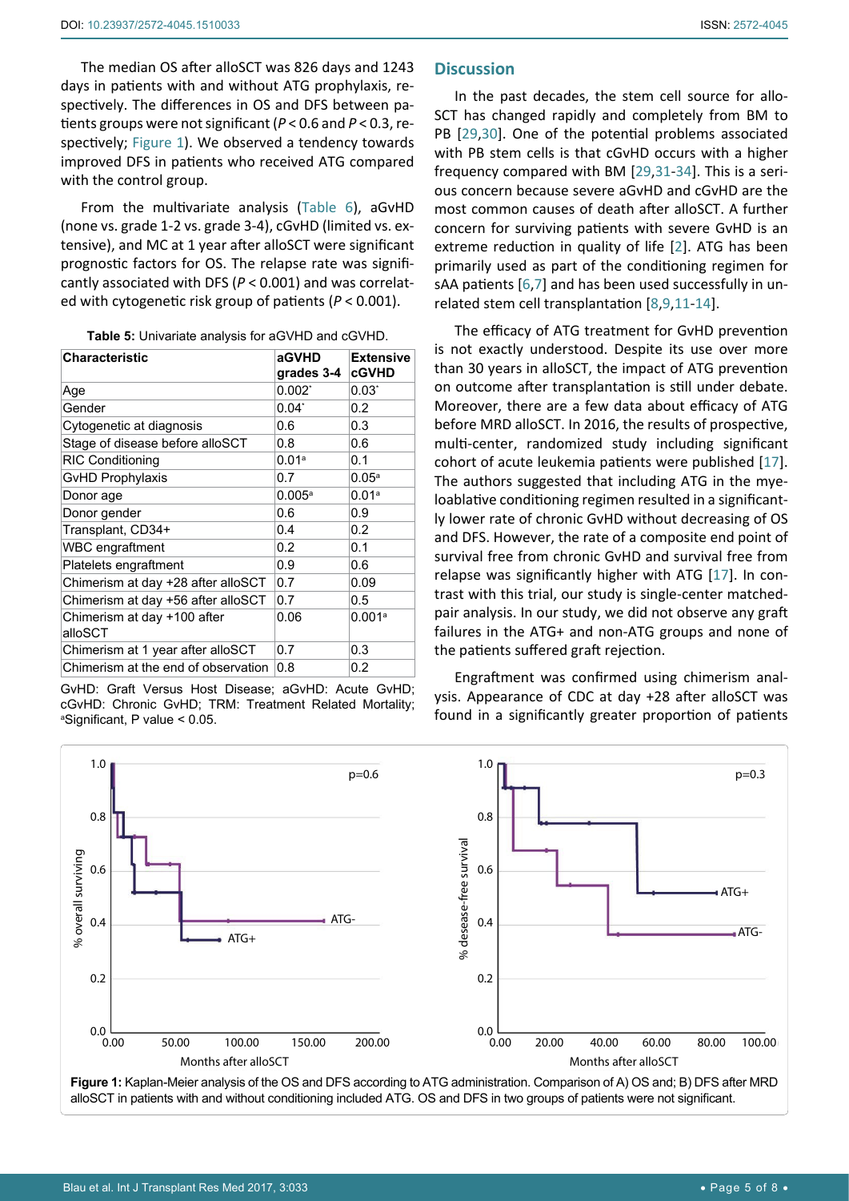The median OS after alloSCT was 826 days and 1243 days in patients with and without ATG prophylaxis, respectively. The differences in OS and DFS between patients groups were not significant ($P < 0.6$ and $P < 0.3$, respectively; Figure 1). We observed a tendency towards improved DFS in patients who received ATG compared with the control group.

From the multivariate analysis (Table 6), aGvHD (none vs. grade 1-2 vs. grade 3-4), cGvHD (limited vs. extensive), and MC at 1 year after alloSCT were significant prognostic factors for OS. The relapse rate was significantly associated with DFS ($P < 0.001$) and was correlated with cytogenetic risk group of patients ($P < 0.001$).

**Table 5:** Univariate analysis for aGVHD and cGVHD.

| Characteristic | aGVHD grades 3-4 | Extensive cGVHD |
|---|---|---|
| Age | 0.002* | 0.03* |
| Gender | 0.04* | 0.2 |
| Cytogenetic at diagnosis | 0.6 | 0.3 |
| Stage of disease before alloSCT | 0.8 | 0.6 |
| RIC Conditioning | 0.01[a] | 0.1 |
| GvHD Prophylaxis | 0.7 | 0.05[a] |
| Donor age | 0.005[a] | 0.01[a] |
| Donor gender | 0.6 | 0.9 |
| Transplant, CD34+ | 0.4 | 0.2 |
| WBC engraftment | 0.2 | 0.1 |
| Platelets engraftment | 0.9 | 0.6 |
| Chimerism at day +28 after alloSCT | 0.7 | 0.09 |
| Chimerism at day +56 after alloSCT | 0.7 | 0.5 |
| Chimerism at day +100 after alloSCT | 0.06 | 0.001[a] |
| Chimerism at 1 year after alloSCT | 0.7 | 0.3 |
| Chimerism at the end of observation | 0.8 | 0.2 |

GvHD: Graft Versus Host Disease; aGvHD: Acute GvHD; cGvHD: Chronic GvHD; TRM: Treatment Related Mortality; [a]Significant, P value < 0.05.

## Discussion

In the past decades, the stem cell source for alloSCT has changed rapidly and completely from BM to PB [29,30]. One of the potential problems associated with PB stem cells is that cGvHD occurs with a higher frequency compared with BM [29,31-34]. This is a serious concern because severe aGvHD and cGvHD are the most common causes of death after alloSCT. A further concern for surviving patients with severe GvHD is an extreme reduction in quality of life [2]. ATG has been primarily used as part of the conditioning regimen for sAA patients [6,7] and has been used successfully in unrelated stem cell transplantation [8,9,11-14].

The efficacy of ATG treatment for GvHD prevention is not exactly understood. Despite its use over more than 30 years in alloSCT, the impact of ATG prevention on outcome after transplantation is still under debate. Moreover, there are a few data about efficacy of ATG before MRD alloSCT. In 2016, the results of prospective, multi-center, randomized study including significant cohort of acute leukemia patients were published [17]. The authors suggested that including ATG in the myeloablative conditioning regimen resulted in a significantly lower rate of chronic GvHD without decreasing of OS and DFS. However, the rate of a composite end point of survival free from chronic GvHD and survival free from relapse was significantly higher with ATG [17]. In contrast with this trial, our study is single-center matched-pair analysis. In our study, we did not observe any graft failures in the ATG+ and non-ATG groups and none of the patients suffered graft rejection.

Engraftment was confirmed using chimerism analysis. Appearance of CDC at day +28 after alloSCT was found in a significantly greater proportion of patients

**Figure 1:** Kaplan-Meier analysis of the OS and DFS according to ATG administration. Comparison of A) OS and; B) DFS after MRD alloSCT in patients with and without conditioning included ATG. OS and DFS in two groups of patients were not significant.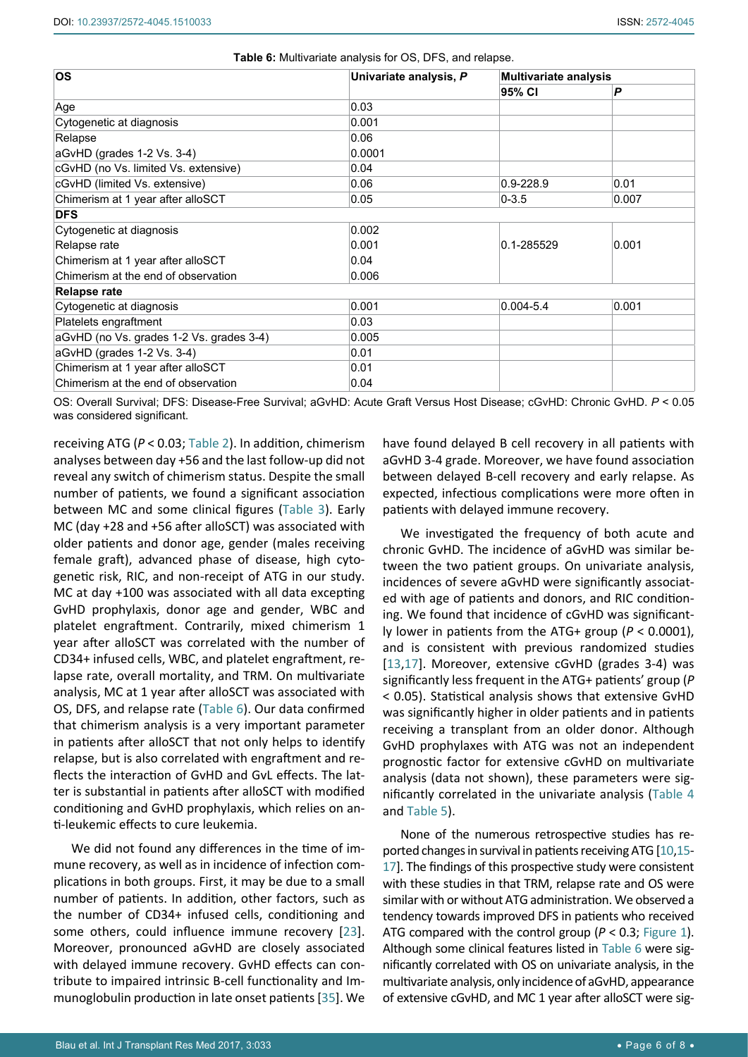**Table 6:** Multivariate analysis for OS, DFS, and relapse.

| OS | Univariate analysis, *P* | Multivariate analysis | |
|---|---|---|---|
| | | 95% CI | *P* |
| Age | 0.03 | | |
| Cytogenetic at diagnosis | 0.001 | | |
| Relapse | 0.06 | | |
| aGvHD (grades 1-2 Vs. 3-4) | 0.0001 | | |
| cGvHD (no Vs. limited Vs. extensive) | 0.04 | | |
| cGvHD (limited Vs. extensive) | 0.06 | 0.9-228.9 | 0.01 |
| Chimerism at 1 year after alloSCT | 0.05 | 0-3.5 | 0.007 |
| **DFS** | | | |
| Cytogenetic at diagnosis | 0.002 | 0.1-285529 | 0.001 |
| Relapse rate | 0.001 | | |
| Chimerism at 1 year after alloSCT | 0.04 | | |
| Chimerism at the end of observation | 0.006 | | |
| **Relapse rate** | | | |
| Cytogenetic at diagnosis | 0.001 | 0.004-5.4 | 0.001 |
| Platelets engraftment | 0.03 | | |
| aGvHD (no Vs. grades 1-2 Vs. grades 3-4) | 0.005 | | |
| aGvHD (grades 1-2 Vs. 3-4) | 0.01 | | |
| Chimerism at 1 year after alloSCT | 0.01 | | |
| Chimerism at the end of observation | 0.04 | | |

OS: Overall Survival; DFS: Disease-Free Survival; aGvHD: Acute Graft Versus Host Disease; cGvHD: Chronic GvHD. $P < 0.05$ was considered significant.

receiving ATG ($P < 0.03$; Table 2). In addition, chimerism analyses between day +56 and the last follow-up did not reveal any switch of chimerism status. Despite the small number of patients, we found a significant association between MC and some clinical figures (Table 3). Early MC (day +28 and +56 after alloSCT) was associated with older patients and donor age, gender (males receiving female graft), advanced phase of disease, high cytogenetic risk, RIC, and non-receipt of ATG in our study. MC at day +100 was associated with all data excepting GvHD prophylaxis, donor age and gender, WBC and platelet engraftment. Contrarily, mixed chimerism 1 year after alloSCT was correlated with the number of CD34+ infused cells, WBC, and platelet engraftment, relapse rate, overall mortality, and TRM. On multivariate analysis, MC at 1 year after alloSCT was associated with OS, DFS, and relapse rate (Table 6). Our data confirmed that chimerism analysis is a very important parameter in patients after alloSCT that not only helps to identify relapse, but is also correlated with engraftment and reflects the interaction of GvHD and GvL effects. The latter is substantial in patients after alloSCT with modified conditioning and GvHD prophylaxis, which relies on anti-leukemic effects to cure leukemia.

We did not found any differences in the time of immune recovery, as well as in incidence of infection complications in both groups. First, it may be due to a small number of patients. In addition, other factors, such as the number of CD34+ infused cells, conditioning and some others, could influence immune recovery [23]. Moreover, pronounced aGvHD are closely associated with delayed immune recovery. GvHD effects can contribute to impaired intrinsic B-cell functionality and Immunoglobulin production in late onset patients [35]. We have found delayed B cell recovery in all patients with aGvHD 3-4 grade. Moreover, we have found association between delayed B-cell recovery and early relapse. As expected, infectious complications were more often in patients with delayed immune recovery.

We investigated the frequency of both acute and chronic GvHD. The incidence of aGvHD was similar between the two patient groups. On univariate analysis, incidences of severe aGvHD were significantly associated with age of patients and donors, and RIC conditioning. We found that incidence of cGvHD was significantly lower in patients from the ATG+ group ($P < 0.0001$), and is consistent with previous randomized studies [13,17]. Moreover, extensive cGvHD (grades 3-4) was significantly less frequent in the ATG+ patients' group ($P < 0.05$). Statistical analysis shows that extensive GvHD was significantly higher in older patients and in patients receiving a transplant from an older donor. Although GvHD prophylaxes with ATG was not an independent prognostic factor for extensive cGvHD on multivariate analysis (data not shown), these parameters were significantly correlated in the univariate analysis (Table 4 and Table 5).

None of the numerous retrospective studies has reported changes in survival in patients receiving ATG [10,15-17]. The findings of this prospective study were consistent with these studies in that TRM, relapse rate and OS were similar with or without ATG administration. We observed a tendency towards improved DFS in patients who received ATG compared with the control group ($P < 0.3$; Figure 1). Although some clinical features listed in Table 6 were significantly correlated with OS on univariate analysis, in the multivariate analysis, only incidence of aGvHD, appearance of extensive cGvHD, and MC 1 year after alloSCT were sig-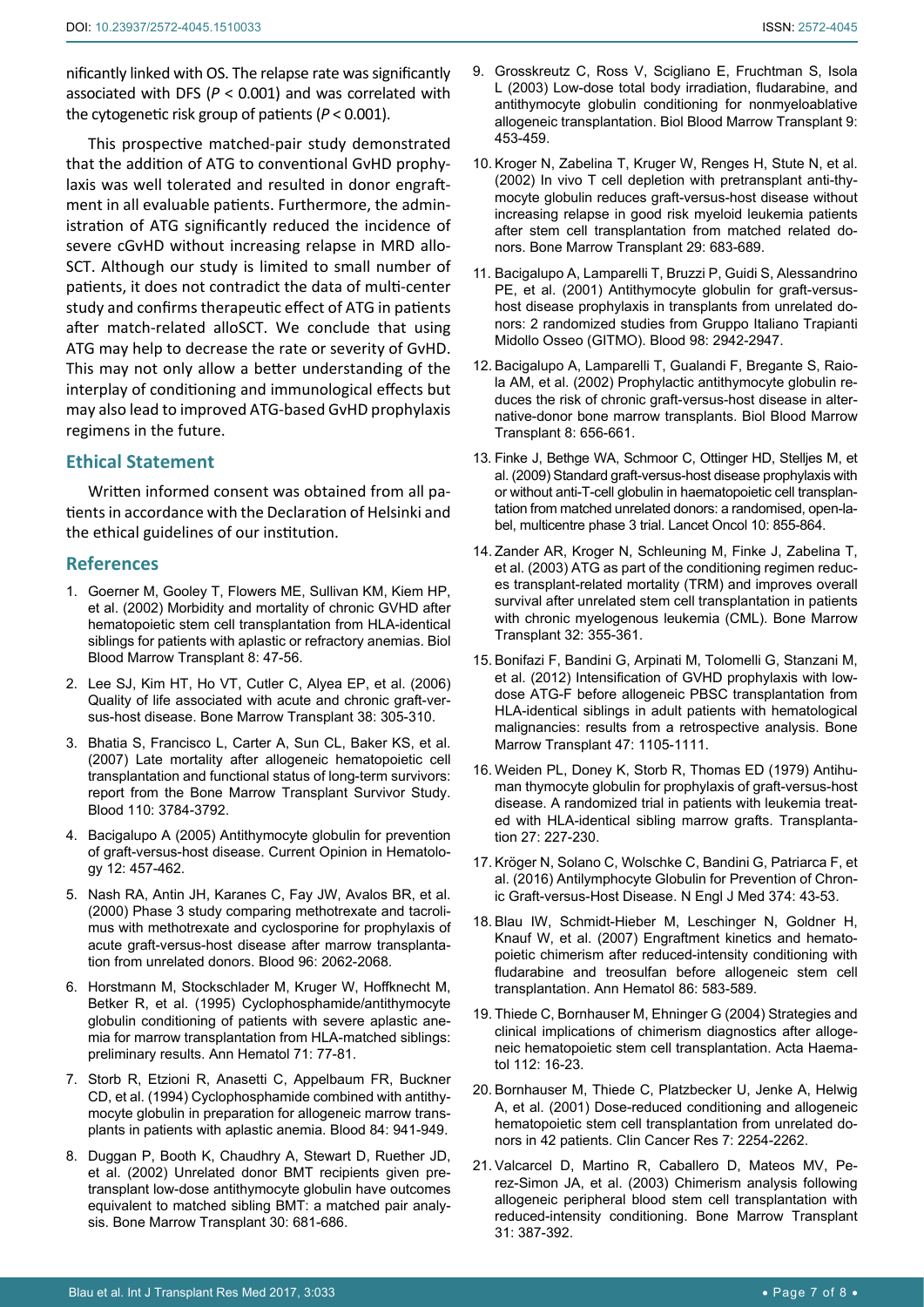nificantly linked with OS. The relapse rate was significantly associated with DFS (*P* < 0.001) and was correlated with the cytogenetic risk group of patients (*P* < 0.001).

This prospective matched-pair study demonstrated that the addition of ATG to conventional GvHD prophylaxis was well tolerated and resulted in donor engraftment in all evaluable patients. Furthermore, the administration of ATG significantly reduced the incidence of severe cGvHD without increasing relapse in MRD allo-SCT. Although our study is limited to small number of patients, it does not contradict the data of multi-center study and confirms therapeutic effect of ATG in patients after match-related alloSCT. We conclude that using ATG may help to decrease the rate or severity of GvHD. This may not only allow a better understanding of the interplay of conditioning and immunological effects but may also lead to improved ATG-based GvHD prophylaxis regimens in the future.

## Ethical Statement

Written informed consent was obtained from all patients in accordance with the Declaration of Helsinki and the ethical guidelines of our institution.

## References

1. Goerner M, Gooley T, Flowers ME, Sullivan KM, Kiem HP, et al. (2002) Morbidity and mortality of chronic GVHD after hematopoietic stem cell transplantation from HLA-identical siblings for patients with aplastic or refractory anemias. Biol Blood Marrow Transplant 8: 47-56.
2. Lee SJ, Kim HT, Ho VT, Cutler C, Alyea EP, et al. (2006) Quality of life associated with acute and chronic graft-versus-host disease. Bone Marrow Transplant 38: 305-310.
3. Bhatia S, Francisco L, Carter A, Sun CL, Baker KS, et al. (2007) Late mortality after allogeneic hematopoietic cell transplantation and functional status of long-term survivors: report from the Bone Marrow Transplant Survivor Study. Blood 110: 3784-3792.
4. Bacigalupo A (2005) Antithymocyte globulin for prevention of graft-versus-host disease. Current Opinion in Hematology 12: 457-462.
5. Nash RA, Antin JH, Karanes C, Fay JW, Avalos BR, et al. (2000) Phase 3 study comparing methotrexate and tacrolimus with methotrexate and cyclosporine for prophylaxis of acute graft-versus-host disease after marrow transplantation from unrelated donors. Blood 96: 2062-2068.
6. Horstmann M, Stockschlader M, Kruger W, Hoffknecht M, Betker R, et al. (1995) Cyclophosphamide/antithymocyte globulin conditioning of patients with severe aplastic anemia for marrow transplantation from HLA-matched siblings: preliminary results. Ann Hematol 71: 77-81.
7. Storb R, Etzioni R, Anasetti C, Appelbaum FR, Buckner CD, et al. (1994) Cyclophosphamide combined with antithymocyte globulin in preparation for allogeneic marrow transplants in patients with aplastic anemia. Blood 84: 941-949.
8. Duggan P, Booth K, Chaudhry A, Stewart D, Ruether JD, et al. (2002) Unrelated donor BMT recipients given pretransplant low-dose antithymocyte globulin have outcomes equivalent to matched sibling BMT: a matched pair analysis. Bone Marrow Transplant 30: 681-686.
9. Grosskreutz C, Ross V, Scigliano E, Fruchtman S, Isola L (2003) Low-dose total body irradiation, fludarabine, and antithymocyte globulin conditioning for nonmyeloablative allogeneic transplantation. Biol Blood Marrow Transplant 9: 453-459.
10. Kroger N, Zabelina T, Kruger W, Renges H, Stute N, et al. (2002) In vivo T cell depletion with pretransplant anti-thymocyte globulin reduces graft-versus-host disease without increasing relapse in good risk myeloid leukemia patients after stem cell transplantation from matched related donors. Bone Marrow Transplant 29: 683-689.
11. Bacigalupo A, Lamparelli T, Bruzzi P, Guidi S, Alessandrino PE, et al. (2001) Antithymocyte globulin for graft-versus-host disease prophylaxis in transplants from unrelated donors: 2 randomized studies from Gruppo Italiano Trapianti Midollo Osseo (GITMO). Blood 98: 2942-2947.
12. Bacigalupo A, Lamparelli T, Gualandi F, Bregante S, Raiola AM, et al. (2002) Prophylactic antithymocyte globulin reduces the risk of chronic graft-versus-host disease in alternative-donor bone marrow transplants. Biol Blood Marrow Transplant 8: 656-661.
13. Finke J, Bethge WA, Schmoor C, Ottinger HD, Stelljes M, et al. (2009) Standard graft-versus-host disease prophylaxis with or without anti-T-cell globulin in haematopoietic cell transplantation from matched unrelated donors: a randomised, open-label, multicentre phase 3 trial. Lancet Oncol 10: 855-864.
14. Zander AR, Kroger N, Schleuning M, Finke J, Zabelina T, et al. (2003) ATG as part of the conditioning regimen reduces transplant-related mortality (TRM) and improves overall survival after unrelated stem cell transplantation in patients with chronic myelogenous leukemia (CML). Bone Marrow Transplant 32: 355-361.
15. Bonifazi F, Bandini G, Arpinati M, Tolomelli G, Stanzani M, et al. (2012) Intensification of GVHD prophylaxis with low-dose ATG-F before allogeneic PBSC transplantation from HLA-identical siblings in adult patients with hematological malignancies: results from a retrospective analysis. Bone Marrow Transplant 47: 1105-1111.
16. Weiden PL, Doney K, Storb R, Thomas ED (1979) Antihuman thymocyte globulin for prophylaxis of graft-versus-host disease. A randomized trial in patients with leukemia treated with HLA-identical sibling marrow grafts. Transplantation 27: 227-230.
17. Kröger N, Solano C, Wolschke C, Bandini G, Patriarca F, et al. (2016) Antilymphocyte Globulin for Prevention of Chronic Graft-versus-Host Disease. N Engl J Med 374: 43-53.
18. Blau IW, Schmidt-Hieber M, Leschinger N, Goldner H, Knauf W, et al. (2007) Engraftment kinetics and hematopoietic chimerism after reduced-intensity conditioning with fludarabine and treosulfan before allogeneic stem cell transplantation. Ann Hematol 86: 583-589.
19. Thiede C, Bornhauser M, Ehninger G (2004) Strategies and clinical implications of chimerism diagnostics after allogeneic hematopoietic stem cell transplantation. Acta Haematol 112: 16-23.
20. Bornhauser M, Thiede C, Platzbecker U, Jenke A, Helwig A, et al. (2001) Dose-reduced conditioning and allogeneic hematopoietic stem cell transplantation from unrelated donors in 42 patients. Clin Cancer Res 7: 2254-2262.
21. Valcarcel D, Martino R, Caballero D, Mateos MV, Perez-Simon JA, et al. (2003) Chimerism analysis following allogeneic peripheral blood stem cell transplantation with reduced-intensity conditioning. Bone Marrow Transplant 31: 387-392.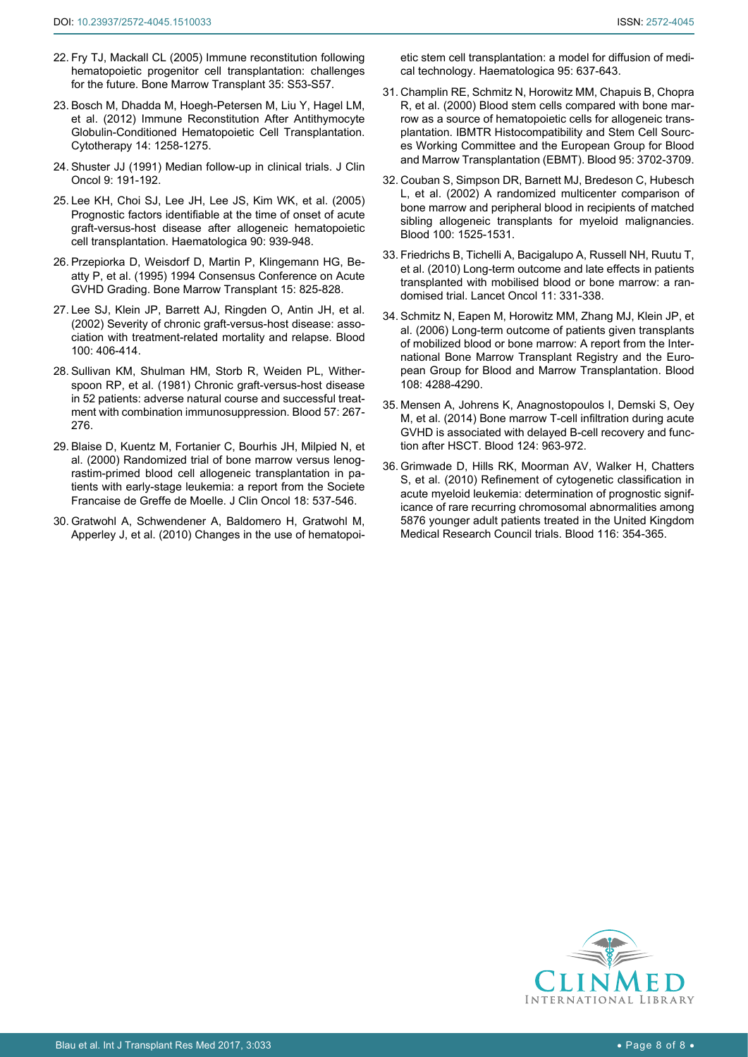22. Fry TJ, Mackall CL (2005) Immune reconstitution following hematopoietic progenitor cell transplantation: challenges for the future. Bone Marrow Transplant 35: S53-S57.

23. Bosch M, Dhadda M, Hoegh-Petersen M, Liu Y, Hagel LM, et al. (2012) Immune Reconstitution After Antithymocyte Globulin-Conditioned Hematopoietic Cell Transplantation. Cytotherapy 14: 1258-1275.

24. Shuster JJ (1991) Median follow-up in clinical trials. J Clin Oncol 9: 191-192.

25. Lee KH, Choi SJ, Lee JH, Lee JS, Kim WK, et al. (2005) Prognostic factors identifiable at the time of onset of acute graft-versus-host disease after allogeneic hematopoietic cell transplantation. Haematologica 90: 939-948.

26. Przepiorka D, Weisdorf D, Martin P, Klingemann HG, Beatty P, et al. (1995) 1994 Consensus Conference on Acute GVHD Grading. Bone Marrow Transplant 15: 825-828.

27. Lee SJ, Klein JP, Barrett AJ, Ringden O, Antin JH, et al. (2002) Severity of chronic graft-versus-host disease: association with treatment-related mortality and relapse. Blood 100: 406-414.

28. Sullivan KM, Shulman HM, Storb R, Weiden PL, Witherspoon RP, et al. (1981) Chronic graft-versus-host disease in 52 patients: adverse natural course and successful treatment with combination immunosuppression. Blood 57: 267-276.

29. Blaise D, Kuentz M, Fortanier C, Bourhis JH, Milpied N, et al. (2000) Randomized trial of bone marrow versus lenograstim-primed blood cell allogeneic transplantation in patients with early-stage leukemia: a report from the Societe Francaise de Greffe de Moelle. J Clin Oncol 18: 537-546.

30. Gratwohl A, Schwendener A, Baldomero H, Gratwohl M, Apperley J, et al. (2010) Changes in the use of hematopoietic stem cell transplantation: a model for diffusion of medical technology. Haematologica 95: 637-643.

31. Champlin RE, Schmitz N, Horowitz MM, Chapuis B, Chopra R, et al. (2000) Blood stem cells compared with bone marrow as a source of hematopoietic cells for allogeneic transplantation. IBMTR Histocompatibility and Stem Cell Sources Working Committee and the European Group for Blood and Marrow Transplantation (EBMT). Blood 95: 3702-3709.

32. Couban S, Simpson DR, Barnett MJ, Bredeson C, Hubesch L, et al. (2002) A randomized multicenter comparison of bone marrow and peripheral blood in recipients of matched sibling allogeneic transplants for myeloid malignancies. Blood 100: 1525-1531.

33. Friedrichs B, Tichelli A, Bacigalupo A, Russell NH, Ruutu T, et al. (2010) Long-term outcome and late effects in patients transplanted with mobilised blood or bone marrow: a randomised trial. Lancet Oncol 11: 331-338.

34. Schmitz N, Eapen M, Horowitz MM, Zhang MJ, Klein JP, et al. (2006) Long-term outcome of patients given transplants of mobilized blood or bone marrow: A report from the International Bone Marrow Transplant Registry and the European Group for Blood and Marrow Transplantation. Blood 108: 4288-4290.

35. Mensen A, Johrens K, Anagnostopoulos I, Demski S, Oey M, et al. (2014) Bone marrow T-cell infiltration during acute GVHD is associated with delayed B-cell recovery and function after HSCT. Blood 124: 963-972.

36. Grimwade D, Hills RK, Moorman AV, Walker H, Chatters S, et al. (2010) Refinement of cytogenetic classification in acute myeloid leukemia: determination of prognostic significance of rare recurring chromosomal abnormalities among 5876 younger adult patients treated in the United Kingdom Medical Research Council trials. Blood 116: 354-365.